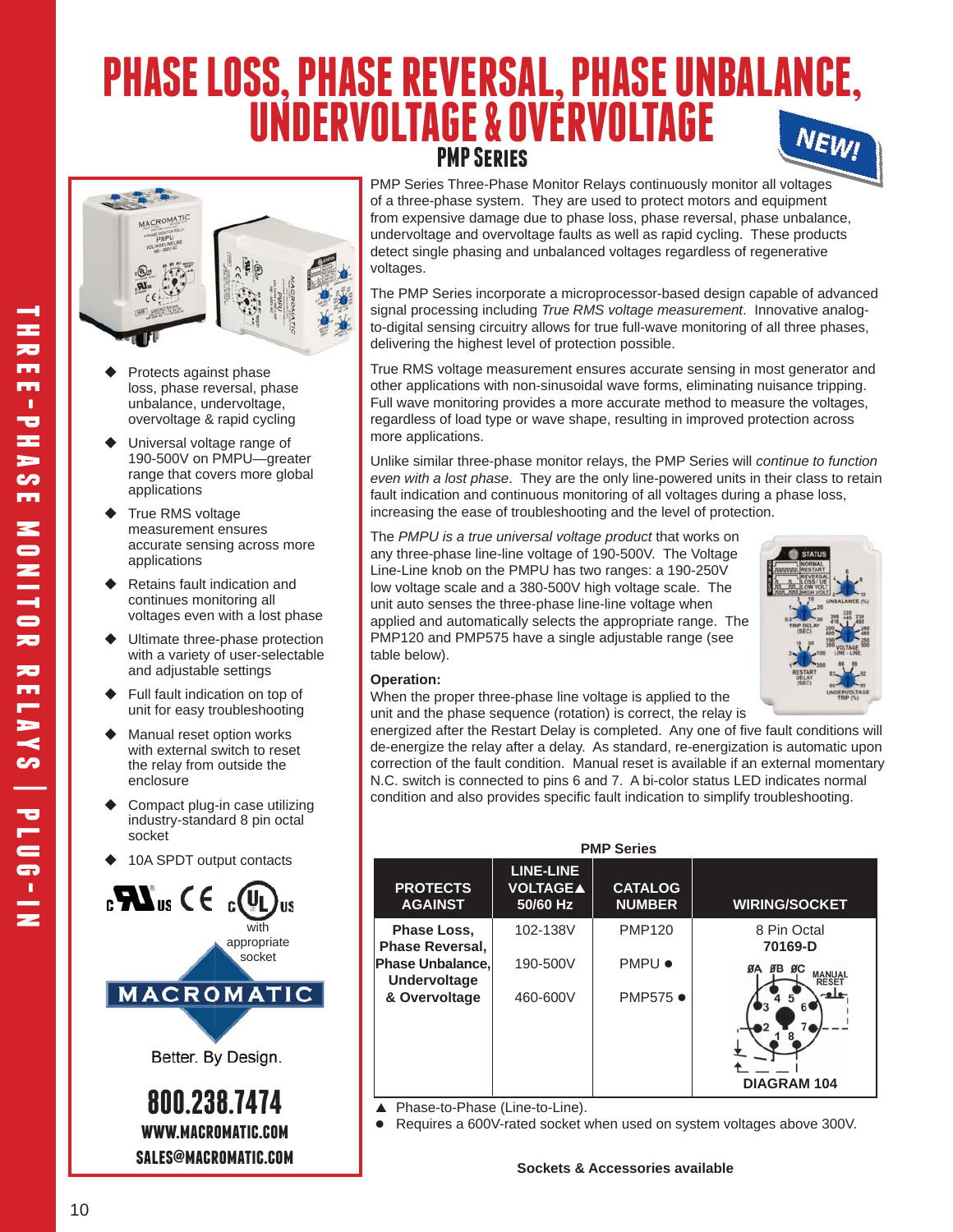# PHASE LOSS, PHASE REVERSAL, PHASE UNBALANCE, UNDERVOLTAGE & OVERVOLTAGE

## PMP Series

NEW!

- Protects against phase loss, phase reversal, phase unbalance, undervoltage, overvoltage & rapid cycling
- Universal voltage range of 190-500V on PMPU—greater range that covers more global applications
- True RMS voltage measurement ensures accurate sensing across more applications
- Retains fault indication and continues monitoring all voltages even with a lost phase
- Ultimate three-phase protection with a variety of user-selectable and adjustable settings
- Full fault indication on top of unit for easy troubleshooting
- Manual reset option works with external switch to reset the relay from outside the enclosure
- Compact plug-in case utilizing industry-standard 8 pin octal socket
- 10A SPDT output contacts

with appropriate socket

MACROMATIC

Better. By Design.

**800.238.7474**

**WWW.MACROMATIC.COM**

**SALES@MACROMATIC.COM**

PMP Series Three-Phase Monitor Relays continuously monitor all voltages of a three-phase system. They are used to protect motors and equipment from expensive damage due to phase loss, phase reversal, phase unbalance, undervoltage and overvoltage faults as well as rapid cycling. These products detect single phasing and unbalanced voltages regardless of regenerative voltages.

The PMP Series incorporate a microprocessor-based design capable of advanced signal processing including *True RMS voltage measurement*. Innovative analog-to-digital sensing circuitry allows for true full-wave monitoring of all three phases, delivering the highest level of protection possible.

True RMS voltage measurement ensures accurate sensing in most generator and other applications with non-sinusoidal wave forms, eliminating nuisance tripping. Full wave monitoring provides a more accurate method to measure the voltages, regardless of load type or wave shape, resulting in improved protection across more applications.

Unlike similar three-phase monitor relays, the PMP Series will *continue to function even with a lost phase*. They are the only line-powered units in their class to retain fault indication and continuous monitoring of all voltages during a phase loss, increasing the ease of troubleshooting and the level of protection.

The *PMPU is a true universal voltage product* that works on any three-phase line-line voltage of 190-500V. The Voltage Line-Line knob on the PMPU has two ranges: a 190-250V low voltage scale and a 380-500V high voltage scale. The unit auto senses the three-phase line-line voltage when applied and automatically selects the appropriate range. The PMP120 and PMP575 have a single adjustable range (see table below).

**Operation:**
When the proper three-phase line voltage is applied to the unit and the phase sequence (rotation) is correct, the relay is energized after the Restart Delay is completed. Any one of five fault conditions will de-energize the relay after a delay. As standard, re-energization is automatic upon correction of the fault condition. Manual reset is available if an external momentary N.C. switch is connected to pins 6 and 7. A bi-color status LED indicates normal condition and also provides specific fault indication to simplify troubleshooting.

**PMP Series**

| PROTECTS AGAINST | LINE-LINE VOLTAGE▲ 50/60 Hz | CATALOG NUMBER | WIRING/SOCKET |
|---|---|---|---|
| Phase Loss, Phase Reversal, Phase Unbalance, Undervoltage & Overvoltage | 102-138V | PMP120 | 8 Pin Octal **70169-D** |
| | 190-500V | PMPU ● | DIAGRAM 104 |
| | 460-600V | PMP575 ● | |

▲ Phase-to-Phase (Line-to-Line).
● Requires a 600V-rated socket when used on system voltages above 300V.

**Sockets & Accessories available**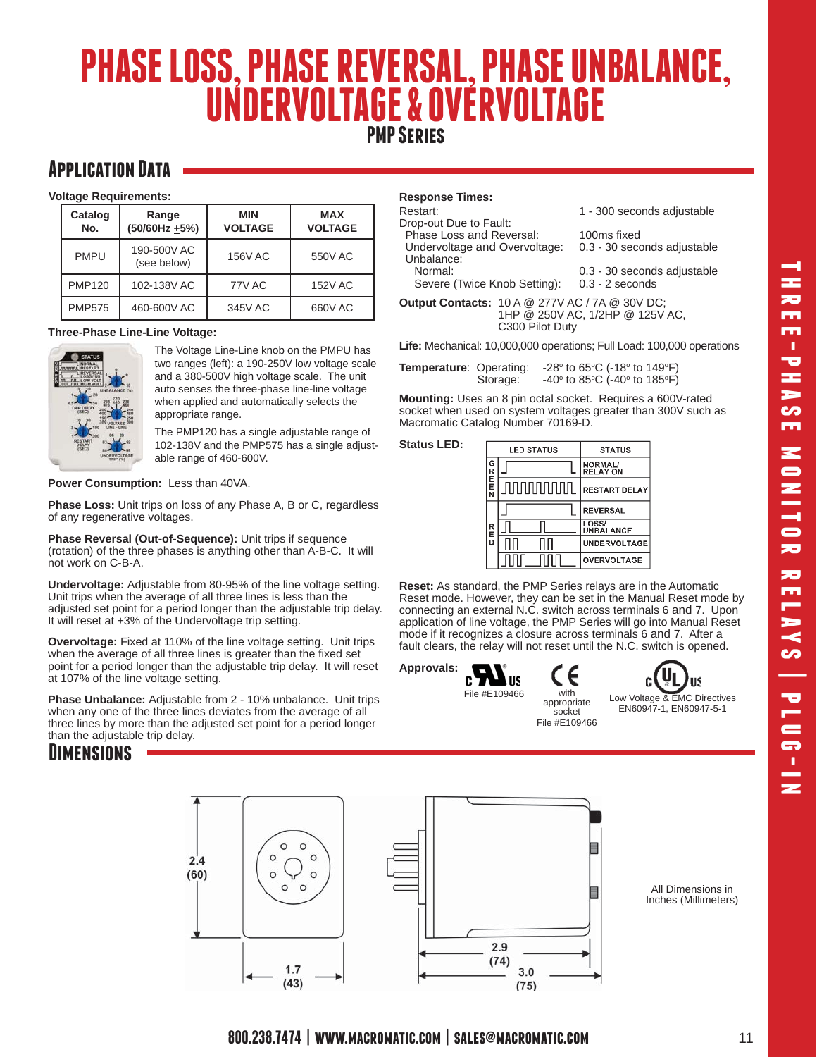# PHASE LOSS, PHASE REVERSAL, PHASE UNBALANCE, UNDERVOLTAGE & OVERVOLTAGE

## PMP SERIES

## APPLICATION DATA

**Voltage Requirements:**

| Catalog No. | Range (50/60Hz ±5%) | MIN VOLTAGE | MAX VOLTAGE |
|---|---|---|---|
| PMPU | 190-500V AC (see below) | 156V AC | 550V AC |
| PMP120 | 102-138V AC | 77V AC | 152V AC |
| PMP575 | 460-600V AC | 345V AC | 660V AC |

**Three-Phase Line-Line Voltage:**

The Voltage Line-Line knob on the PMPU has two ranges (left): a 190-250V low voltage scale and a 380-500V high voltage scale. The unit auto senses the three-phase line-line voltage when applied and automatically selects the appropriate range.

The PMP120 has a single adjustable range of 102-138V and the PMP575 has a single adjustable range of 460-600V.

**Power Consumption:** Less than 40VA.

**Phase Loss:** Unit trips on loss of any Phase A, B or C, regardless of any regenerative voltages.

**Phase Reversal (Out-of-Sequence):** Unit trips if sequence (rotation) of the three phases is anything other than A-B-C. It will not work on C-B-A.

**Undervoltage:** Adjustable from 80-95% of the line voltage setting. Unit trips when the average of all three lines is less than the adjusted set point for a period longer than the adjustable trip delay. It will reset at +3% of the Undervoltage trip setting.

**Overvoltage:** Fixed at 110% of the line voltage setting. Unit trips when the average of all three lines is greater than the fixed set point for a period longer than the adjustable trip delay. It will reset at 107% of the line voltage setting.

**Phase Unbalance:** Adjustable from 2 - 10% unbalance. Unit trips when any one of the three lines deviates from the average of all three lines by more than the adjusted set point for a period longer than the adjustable trip delay.

**Response Times:**

Restart: 1 - 300 seconds adjustable

Drop-out Due to Fault:
- Phase Loss and Reversal: 100ms fixed
- Undervoltage and Overvoltage: 0.3 - 30 seconds adjustable
- Unbalance:
  - Normal: 0.3 - 30 seconds adjustable
  - Severe (Twice Knob Setting): 0.3 - 2 seconds

**Output Contacts:** 10 A @ 277V AC / 7A @ 30V DC; 1HP @ 250V AC, 1/2HP @ 125V AC, C300 Pilot Duty

**Life:** Mechanical: 10,000,000 operations; Full Load: 100,000 operations

**Temperature**: Operating: -28° to 65°C (-18° to 149°F)
Storage: -40° to 85°C (-40° to 185°F)

**Mounting:** Uses an 8 pin octal socket. Requires a 600V-rated socket when used on system voltages greater than 300V such as Macromatic Catalog Number 70169-D.

**Status LED:**

| | LED STATUS | STATUS |
|---|---|---|
| GREEN | | NORMAL/ RELAY ON |
| GREEN | | RESTART DELAY |
| RED | | REVERSAL |
| RED | | LOSS/ UNBALANCE |
| RED | | UNDERVOLTAGE |
| RED | | OVERVOLTAGE |

**Reset:** As standard, the PMP Series relays are in the Automatic Reset mode. However, they can be set in the Manual Reset mode by connecting an external N.C. switch across terminals 6 and 7. Upon application of line voltage, the PMP Series will go into Manual Reset mode if it recognizes a closure across terminals 6 and 7. After a fault clears, the relay will not reset until the N.C. switch is opened.

**Approvals:**
- cULus File #E109466
- CE with appropriate socket File #E109466
- cULus Low Voltage & EMC Directives EN60947-1, EN60947-5-1

## DIMENSIONS

2.4 (60)
1.7 (43)
2.9 (74)
3.0 (75)

All Dimensions in Inches (Millimeters)